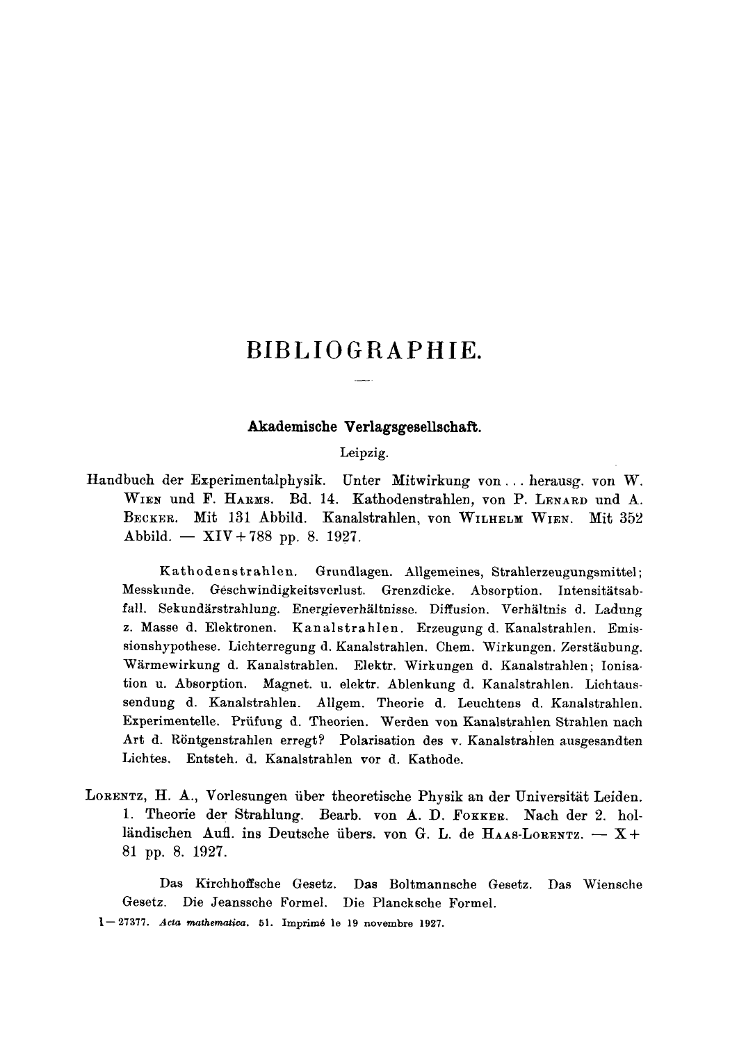# BIBLIOGRAPHIE.

## Akademische Verlagsgesellschaft.

Leipzig.

Handbuch der Experimentalphysik. Unter Mitwirkung von ... herausg. von W. WIEN und F. HARMS. Bd. 14. Kathodenstrahlen, von P. LENARD und A. BECKER. Mit 131 Abbild. Kanalstrahlen, von WILHELM WIEN. Mit 352 Abbild. — XIV + 788 pp. 8. 1927.

> Kathodenstrahlen. Grundlagen. Allgemeines, Strahlerzeugungsmittel; Messkunde. Geschwindigkeitsverlust. Grenzdicke. Absorption. Intensitätsabfall. Sekundärstrahlung. Energieverhältnisse. Diffusion. Verhältnis d. Ladung z. Masse d. Elektronen. Kanalstrahlen. Erzeugung d. Kanalstrahlen. Emissionshypothese. Lichterregung d. Kanalstrahlen. Chem. Wirkungen. Zerstäubung. Wärmewirkung d. Kanalstrahlen. Elektr. Wirkungen d. Kanalstrahlen; Ionisation u. Absorption. Magnet. u. elektr. Ablenkung d. Kanalstrahlen. Lichtaussendung d. Kanalstrahlen. Allgem. Theorie d. Leuchtens d. Kanalstrahlen. Experimentelle. Prüfung d. Theorien. Werden von Kanalstrahlen Strahlen nach Art d. Röntgenstrahlen erregt? Polarisation des v. Kanalstrahlen ausgesandten Lichtes. Entsteh. d. Kanalstrahlen vor d. Kathode.

LORENTZ, H. A., Vorlesungen über theoretische Physik an der Universität Leiden. 1. Theorie der Strahlung. Bearb. von A. D. FOKKER. Nach der 2. holländischen Aufl. ins Deutsche übers. von G. L. de HAAS-LORENTZ. — X + 81 pp. 8. 1927.

> Das Kirchhoffsche Gesetz. Das Boltmannsche Gesetz. Das Wiensche Gesetz. Die Jeanssche Formel. Die Plancksche Formel.

1—27377. *Acta mathematica.* 51. Imprimé le 19 novembre 1927.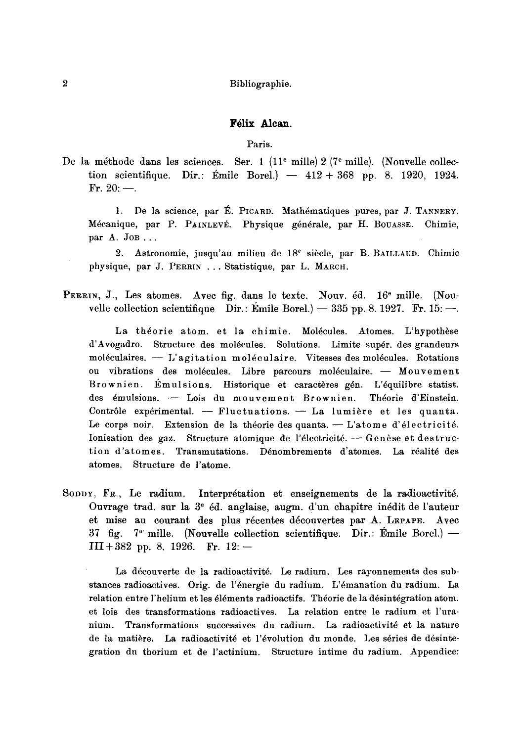## Félix Alcan.

Paris.

De la méthode dans les sciences. Ser. 1 (11[e] mille) 2 (7[e] mille). (Nouvelle collection scientifique. Dir.: Émile Borel.) — 412 + 368 pp. 8. 1920, 1924. Fr. 20: —.

> 1. De la science, par É. PICARD. Mathématiques pures, par J. TANNERY. Mécanique, par P. PAINLEVÉ. Physique générale, par H. BOUASSE. Chimie, par A. JOB ...
>
> 2. Astronomie, jusqu'au milieu de 18[e] siècle, par B. BAILLAUD. Chimie physique, par J. PERRIN ... Statistique, par L. MARCH.

PERRIN, J., Les atomes. Avec fig. dans le texte. Nouv. éd. 16[e] mille. (Nouvelle collection scientifique Dir.: Émile Borel.) — 335 pp. 8. 1927. Fr. 15: —.

> La théorie atom. et la chimie. Molécules. Atomes. L'hypothèse d'Avogadro. Structure des molécules. Solutions. Limite supér. des grandeurs moléculaires. — L'agitation moléculaire. Vitesses des molécules. Rotations ou vibrations des molécules. Libre parcours moléculaire. — Mouvement Brownien. Émulsions. Historique et caractères gén. L'équilibre statist. des émulsions. — Lois du mouvement Brownien. Théorie d'Einstein. Contrôle expérimental. — Fluctuations. — La lumière et les quanta. Le corps noir. Extension de la théorie des quanta. — L'atome d'électricité. Ionisation des gaz. Structure atomique de l'électricité. — Genèse et destruction d'atomes. Transmutations. Dénombrements d'atomes. La réalité des atomes. Structure de l'atome.

SODDY, FR., Le radium. Interprétation et enseignements de la radioactivité. Ouvrage trad. sur la 3[e] éd. anglaise, augm. d'un chapitre inédit de l'auteur et mise au courant des plus récentes découvertes par A. LEPAPE. Avec 37 fig. 7[e] mille. (Nouvelle collection scientifique. Dir.: Émile Borel.) — III + 382 pp. 8. 1926. Fr. 12: —

> La découverte de la radioactivité. Le radium. Les rayonnements des substances radioactives. Orig. de l'énergie du radium. L'émanation du radium. La relation entre l'helium et les éléments radioactifs. Théorie de la désintégration atom. et lois des transformations radioactives. La relation entre le radium et l'uranium. Transformations successives du radium. La radioactivité et la nature de la matière. La radioactivité et l'évolution du monde. Les séries de désintegration du thorium et de l'actinium. Structure intime du radium. Appendice: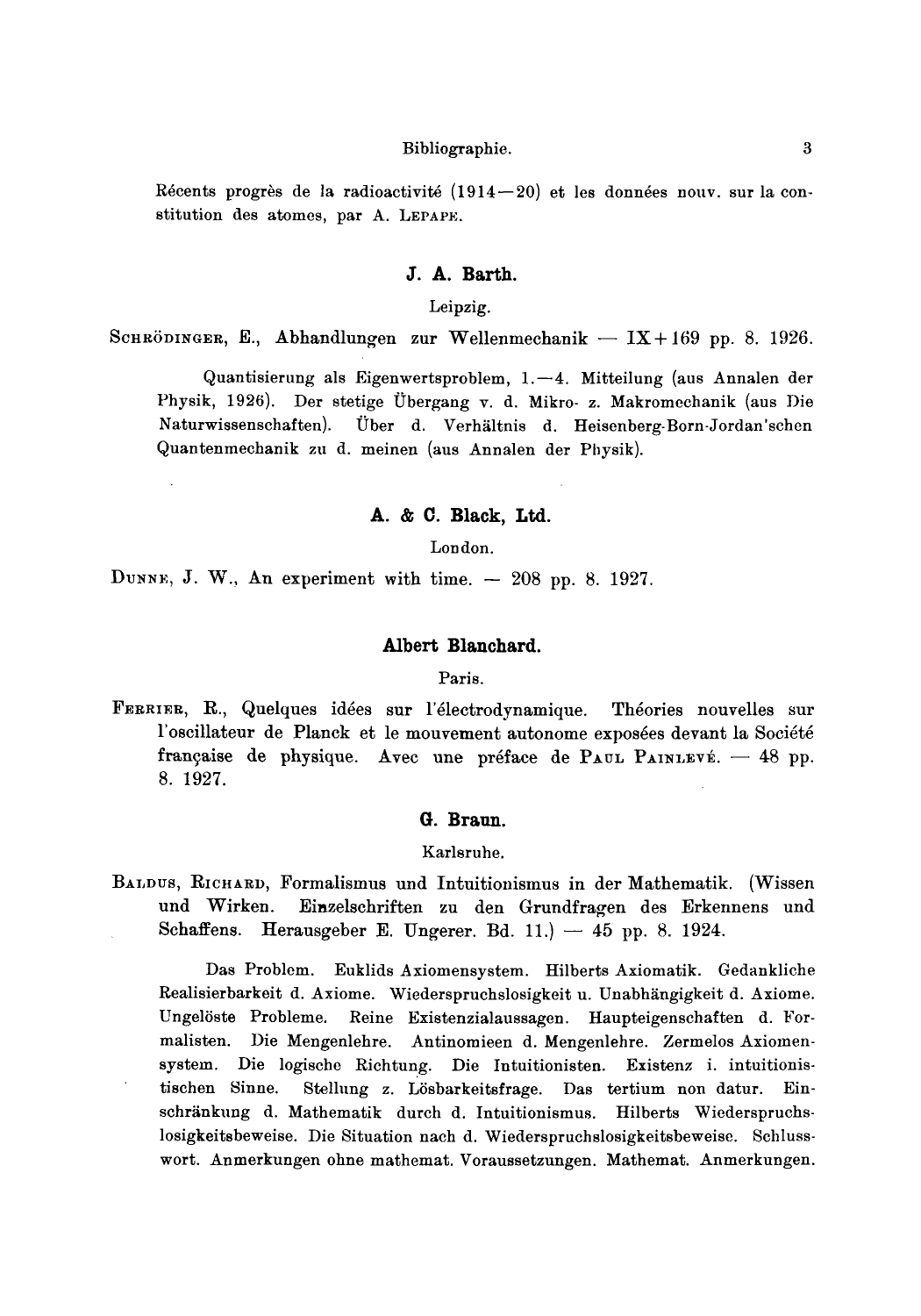Récents progrès de la radioactivité (1914—20) et les données nouv. sur la constitution des atomes, par A. LEPAPE.

### J. A. Barth.

Leipzig.

SCHRÖDINGER, E., Abhandlungen zur Wellenmechanik — IX + 169 pp. 8. 1926.

Quantisierung als Eigenwertsproblem, 1.—4. Mitteilung (aus Annalen der Physik, 1926). Der stetige Übergang v. d. Mikro- z. Makromechanik (aus Die Naturwissenschaften). Über d. Verhältnis d. Heisenberg-Born-Jordan'schen Quantenmechanik zu d. meinen (aus Annalen der Physik).

### A. & C. Black, Ltd.

London.

DUNNE, J. W., An experiment with time. — 208 pp. 8. 1927.

### Albert Blanchard.

Paris.

FERRIER, R., Quelques idées sur l'électrodynamique. Théories nouvelles sur l'oscillateur de Planck et le mouvement autonome exposées devant la Société française de physique. Avec une préface de PAUL PAINLEVÉ. — 48 pp. 8. 1927.

### G. Braun.

Karlsruhe.

BALDUS, RICHARD, Formalismus und Intuitionismus in der Mathematik. (Wissen und Wirken. Einzelschriften zu den Grundfragen des Erkennens und Schaffens. Herausgeber E. Ungerer. Bd. 11.) — 45 pp. 8. 1924.

Das Problem. Euklids Axiomensystem. Hilberts Axiomatik. Gedankliche Realisierbarkeit d. Axiome. Wiederspruchslosigkeit u. Unabhängigkeit d. Axiome. Ungelöste Probleme. Reine Existenzialaussagen. Haupteigenschaften d. Formalisten. Die Mengenlehre. Antinomieen d. Mengenlehre. Zermelos Axiomensystem. Die logische Richtung. Die Intuitionisten. Existenz i. intuitionistischen Sinne. Stellung z. Lösbarkeitsfrage. Das tertium non datur. Einschränkung d. Mathematik durch d. Intuitionismus. Hilberts Wiederspruchslosigkeitsbeweise. Die Situation nach d. Wiederspruchslosigkeitsbeweise. Schlusswort. Anmerkungen ohne mathemat. Voraussetzungen. Mathemat. Anmerkungen.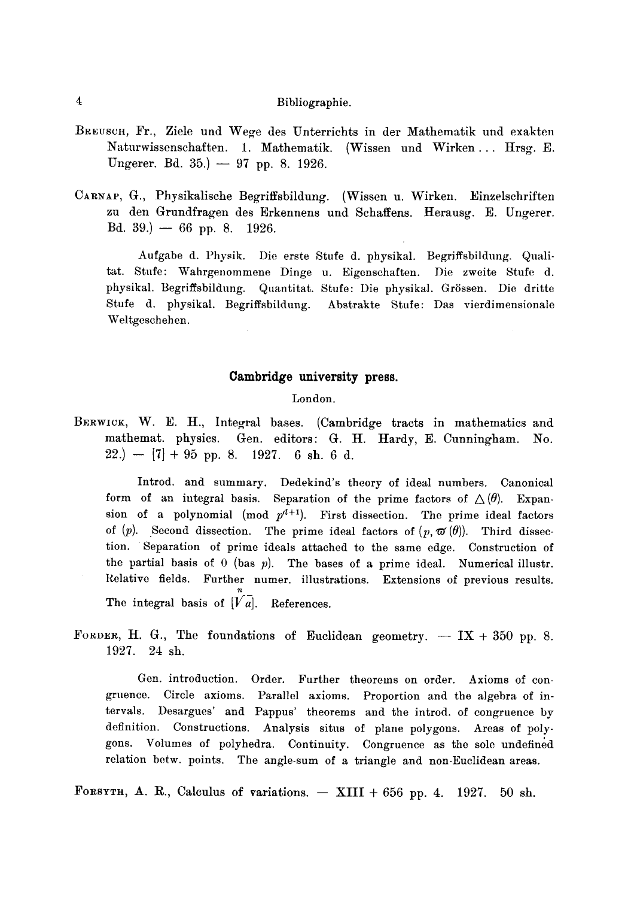BREUSCH, Fr., Ziele und Wege des Unterrichts in der Mathematik und exakten Naturwissenschaften. 1. Mathematik. (Wissen und Wirken... Hrsg. E. Ungerer. Bd. 35.) — 97 pp. 8. 1926.

CARNAP, G., Physikalische Begriffsbildung. (Wissen u. Wirken. Einzelschriften zu den Grundfragen des Erkennens und Schaffens. Herausg. E. Ungerer. Bd. 39.) — 66 pp. 8. 1926.

> Aufgabe d. Physik. Die erste Stufe d. physikal. Begriffsbildung. Qualitat. Stufe: Wahrgenommene Dinge u. Eigenschaften. Die zweite Stufe d. physikal. Begriffsbildung. Quantitat. Stufe: Die physikal. Grössen. Die dritte Stufe d. physikal. Begriffsbildung. Abstrakte Stufe: Das vierdimensionale Weltgeschehen.

## Cambridge university press.

London.

BERWICK, W. E. H., Integral bases. (Cambridge tracts in mathematics and mathemat. physics. Gen. editors: G. H. Hardy, E. Cunningham. No. 22.) — [7] + 95 pp. 8. 1927. 6 sh. 6 d.

> Introd. and summary. Dedekind's theory of ideal numbers. Canonical form of an integral basis. Separation of the prime factors of $\triangle(\theta)$. Expansion of a polynomial (mod $p^{d+1}$). First dissection. The prime ideal factors of $(p)$. Second dissection. The prime ideal factors of $(p, \varpi(\theta))$. Third dissection. Separation of prime ideals attached to the same edge. Construction of the partial basis of 0 (bas $p$). The bases of a prime ideal. Numerical illustr. Relative fields. Further numer. illustrations. Extensions of previous results. The integral basis of $[\sqrt[n]{a}]$. References.

FORDER, H. G., The foundations of Euclidean geometry. — IX + 350 pp. 8. 1927. 24 sh.

> Gen. introduction. Order. Further theorems on order. Axioms of congruence. Circle axioms. Parallel axioms. Proportion and the algebra of intervals. Desargues' and Pappus' theorems and the introd. of congruence by definition. Constructions. Analysis situs of plane polygons. Areas of polygons. Volumes of polyhedra. Continuity. Congruence as the sole undefined relation betw. points. The angle-sum of a triangle and non-Euclidean areas.

FORSYTH, A. R., Calculus of variations. — XIII + 656 pp. 4. 1927. 50 sh.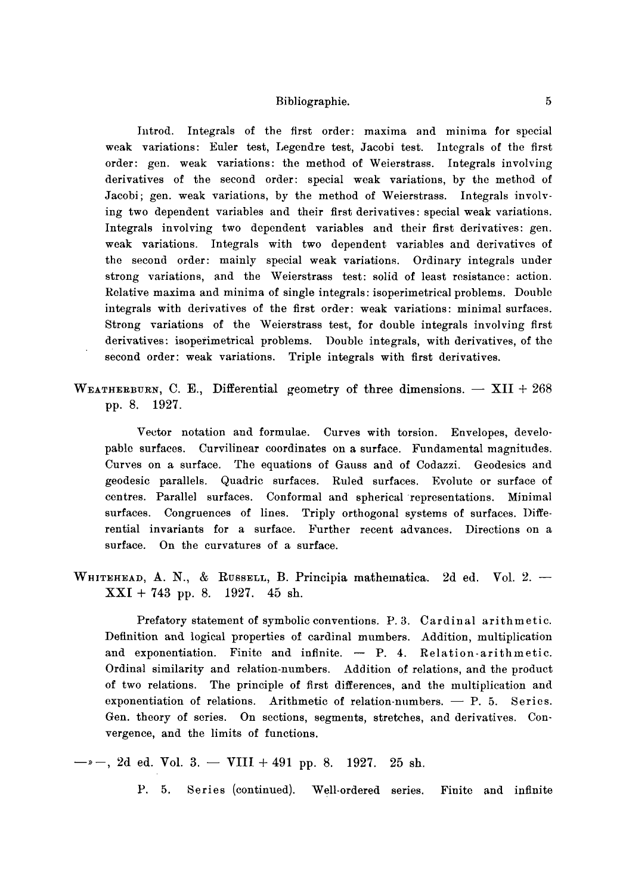Introd. Integrals of the first order: maxima and minima for special weak variations: Euler test, Legendre test, Jacobi test. Integrals of the first order: gen. weak variations: the method of Weierstrass. Integrals involving derivatives of the second order: special weak variations, by the method of Jacobi; gen. weak variations, by the method of Weierstrass. Integrals involving two dependent variables and their first derivatives: special weak variations. Integrals involving two dependent variables and their first derivatives: gen. weak variations. Integrals with two dependent variables and derivatives of the second order: mainly special weak variations. Ordinary integrals under strong variations, and the Weierstrass test: solid of least resistance: action. Relative maxima and minima of single integrals: isoperimetrical problems. Double integrals with derivatives of the first order: weak variations: minimal surfaces. Strong variations of the Weierstrass test, for double integrals involving first derivatives: isoperimetrical problems. Double integrals, with derivatives, of the second order: weak variations. Triple integrals with first derivatives.

WEATHERBURN, C. E., Differential geometry of three dimensions. — XII + 268 pp. 8. 1927.

Vector notation and formulae. Curves with torsion. Envelopes, developable surfaces. Curvilinear coordinates on a surface. Fundamental magnitudes. Curves on a surface. The equations of Gauss and of Codazzi. Geodesics and geodesic parallels. Quadric surfaces. Ruled surfaces. Evolute or surface of centres. Parallel surfaces. Conformal and spherical representations. Minimal surfaces. Congruences of lines. Triply orthogonal systems of surfaces. Differential invariants for a surface. Further recent advances. Directions on a surface. On the curvatures of a surface.

WHITEHEAD, A. N., & RUSSELL, B. Principia mathematica. 2d ed. Vol. 2. — XXI + 743 pp. 8. 1927. 45 sh.

Prefatory statement of symbolic conventions. P. 3. Cardinal arithmetic. Definition and logical properties of cardinal numbers. Addition, multiplication and exponentiation. Finite and infinite. — P. 4. Relation-arithmetic. Ordinal similarity and relation-numbers. Addition of relations, and the product of two relations. The principle of first differences, and the multiplication and exponentiation of relations. Arithmetic of relation-numbers. — P. 5. Series. Gen. theory of series. On sections, segments, stretches, and derivatives. Convergence, and the limits of functions.

—»—, 2d ed. Vol. 3. — VIII + 491 pp. 8. 1927. 25 sh.

P. 5. Series (continued). Well-ordered series. Finite and infinite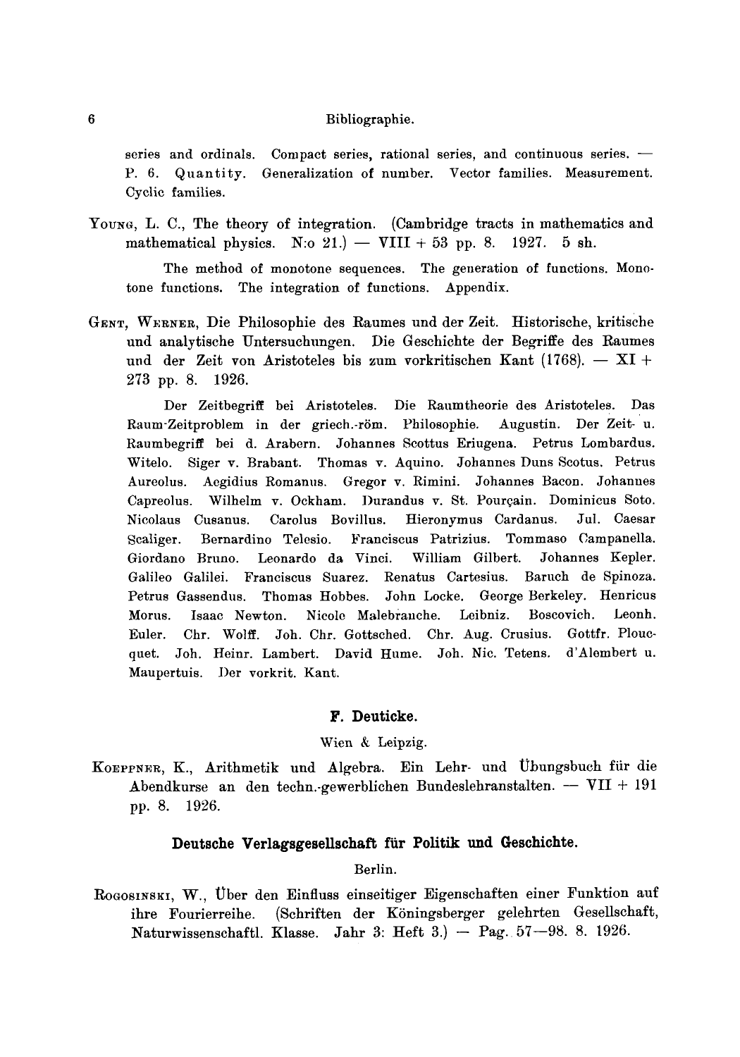series and ordinals. Compact series, rational series, and continuous series. — P. 6. Quantity. Generalization of number. Vector families. Measurement. Cyclic families.

YOUNG, L. C., The theory of integration. (Cambridge tracts in mathematics and mathematical physics. N:o 21.) — VIII + 53 pp. 8. 1927. 5 sh.

The method of monotone sequences. The generation of functions. Monotone functions. The integration of functions. Appendix.

GENT, WERNER, Die Philosophie des Raumes und der Zeit. Historische, kritische und analytische Untersuchungen. Die Geschichte der Begriffe des Raumes und der Zeit von Aristoteles bis zum vorkritischen Kant (1768). — XI + 273 pp. 8. 1926.

Der Zeitbegriff bei Aristoteles. Die Raumtheorie des Aristoteles. Das Raum-Zeitproblem in der griech.-röm. Philosophie. Augustin. Der Zeit- u. Raumbegriff bei d. Arabern. Johannes Scottus Eriugena. Petrus Lombardus. Witelo. Siger v. Brabant. Thomas v. Aquino. Johannes Duns Scotus. Petrus Aureolus. Aegidius Romanus. Gregor v. Rimini. Johannes Bacon. Johannes Capreolus. Wilhelm v. Ockham. Durandus v. St. Pourçain. Dominicus Soto. Nicolaus Cusanus. Carolus Bovillus. Hieronymus Cardanus. Jul. Caesar Scaliger. Bernardino Telesio. Franciscus Patrizius. Tommaso Campanella. Giordano Bruno. Leonardo da Vinci. William Gilbert. Johannes Kepler. Galileo Galilei. Franciscus Suarez. Renatus Cartesius. Baruch de Spinoza. Petrus Gassendus. Thomas Hobbes. John Locke. George Berkeley. Henricus Morus. Isaac Newton. Nicolo Malebranche. Leibniz. Boscovich. Leonh. Euler. Chr. Wolff. Joh. Chr. Gottsched. Chr. Aug. Crusius. Gottfr. Ploucquet. Joh. Heinr. Lambert. David Hume. Joh. Nic. Tetens. d'Alembert u. Maupertuis. Der vorkrit. Kant.

## F. Deuticke.

Wien & Leipzig.

KOEPPNER, K., Arithmetik und Algebra. Ein Lehr- und Übungsbuch für die Abendkurse an den techn.-gewerblichen Bundeslehranstalten. — VII + 191 pp. 8. 1926.

## Deutsche Verlagsgesellschaft für Politik und Geschichte.

Berlin.

ROGOSINSKI, W., Über den Einfluss einseitiger Eigenschaften einer Funktion auf ihre Fourierreihe. (Schriften der Köningsberger gelehrten Gesellschaft, Naturwissenschaftl. Klasse. Jahr 3: Heft 3.) — Pag. 57—98. 8. 1926.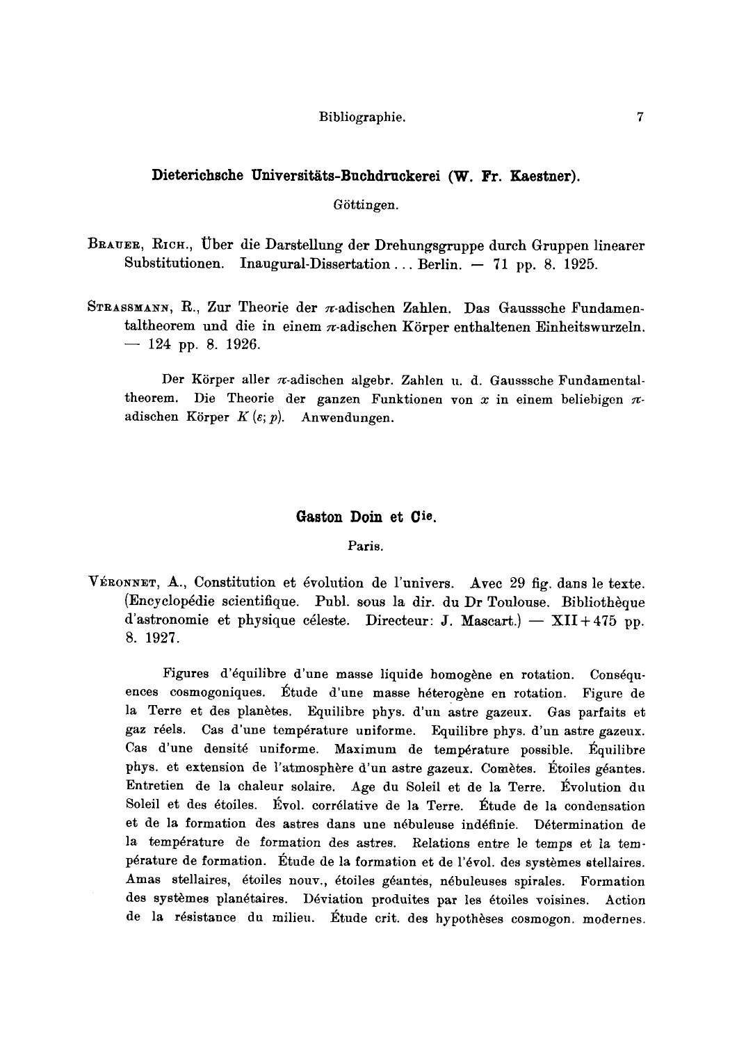## Dieterichsche Universitäts-Buchdruckerei (W. Fr. Kaestner).

Göttingen.

Brauer, Rich., Über die Darstellung der Drehungsgruppe durch Gruppen linearer Substitutionen. Inaugural-Dissertation ... Berlin. — 71 pp. 8. 1925.

Strassmann, R., Zur Theorie der $\pi$-adischen Zahlen. Das Gausssche Fundamentaltheorem und die in einem $\pi$-adischen Körper enthaltenen Einheitswurzeln. — 124 pp. 8. 1926.

Der Körper aller $\pi$-adischen algebr. Zahlen u. d. Gausssche Fundamentaltheorem. Die Theorie der ganzen Funktionen von $x$ in einem beliebigen $\pi$-adischen Körper $K(\varepsilon; p)$. Anwendungen.

## Gaston Doin et Cie.

Paris.

Véronnet, A., Constitution et évolution de l'univers. Avec 29 fig. dans le texte. (Encyclopédie scientifique. Publ. sous la dir. du Dr Toulouse. Bibliothèque d'astronomie et physique céleste. Directeur: J. Mascart.) — XII + 475 pp. 8. 1927.

Figures d'équilibre d'une masse liquide homogène en rotation. Conséquences cosmogoniques. Étude d'une masse héterogène en rotation. Figure de la Terre et des planètes. Equilibre phys. d'un astre gazeux. Gas parfaits et gaz réels. Cas d'une température uniforme. Equilibre phys. d'un astre gazeux. Cas d'une densité uniforme. Maximum de température possible. Équilibre phys. et extension de l'atmosphère d'un astre gazeux. Comètes. Étoiles géantes. Entretien de la chaleur solaire. Age du Soleil et de la Terre. Évolution du Soleil et des étoiles. Évol. corrélative de la Terre. Étude de la condensation et de la formation des astres dans une nébuleuse indéfinie. Détermination de la température de formation des astres. Relations entre le temps et la température de formation. Étude de la formation et de l'évol. des systèmes stellaires. Amas stellaires, étoiles nouv., étoiles géantes, nébuleuses spirales. Formation des systèmes planétaires. Déviation produites par les étoiles voisines. Action de la résistance du milieu. Étude crit. des hypothèses cosmogon. modernes.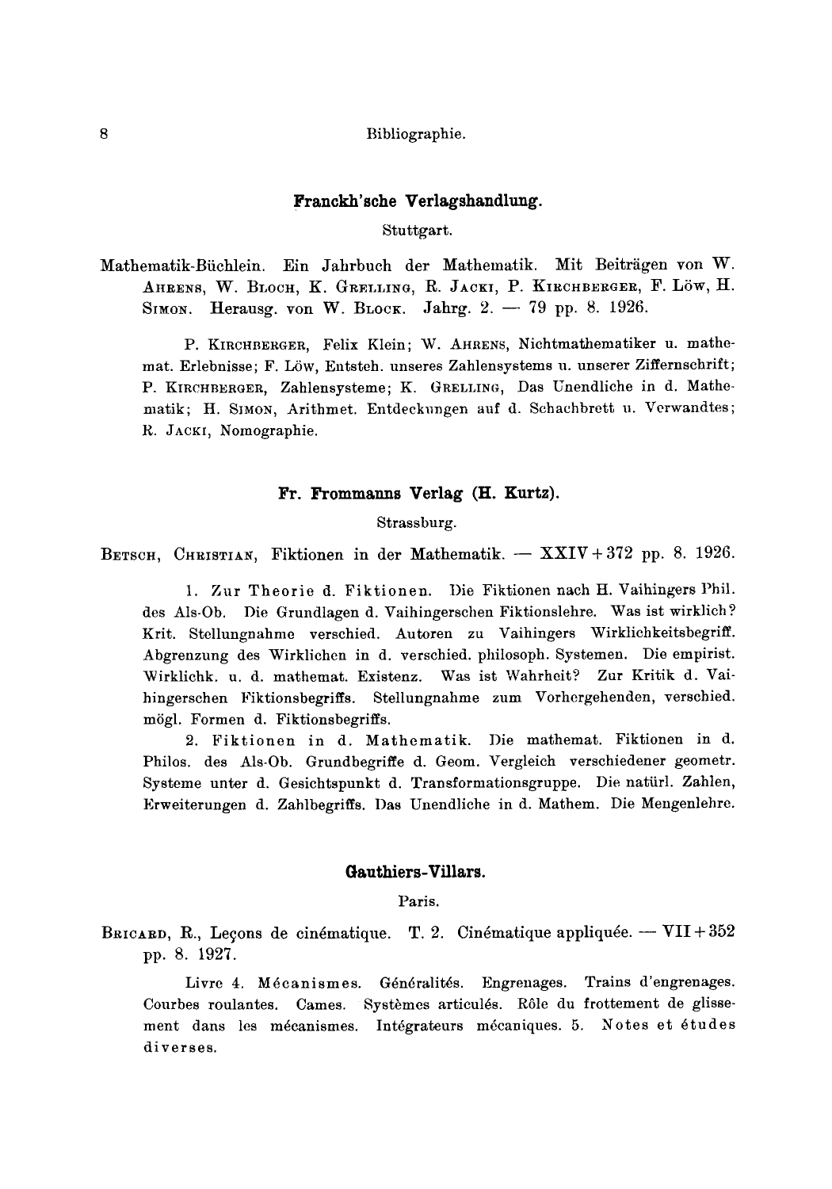### Franckh'sche Verlagshandlung.

Stuttgart.

Mathematik-Büchlein. Ein Jahrbuch der Mathematik. Mit Beiträgen von W. Ahrens, W. Bloch, K. Grelling, R. Jacki, P. Kirchberger, F. Löw, H. Simon. Herausg. von W. Block. Jahrg. 2. — 79 pp. 8. 1926.

P. Kirchberger, Felix Klein; W. Ahrens, Nichtmathematiker u. mathemat. Erlebnisse; F. Löw, Entsteh. unseres Zahlensystems u. unserer Ziffernschrift; P. Kirchberger, Zahlensysteme; K. Grelling, Das Unendliche in d. Mathematik; H. Simon, Arithmet. Entdeckungen auf d. Schachbrett u. Verwandtes; R. Jacki, Nomographie.

### Fr. Frommanns Verlag (H. Kurtz).

Strassburg.

Betsch, Christian, Fiktionen in der Mathematik. — XXIV + 372 pp. 8. 1926.

1. Zur Theorie d. Fiktionen. Die Fiktionen nach H. Vaihingers Phil. des Als-Ob. Die Grundlagen d. Vaihingerschen Fiktionslehre. Was ist wirklich? Krit. Stellungnahme verschied. Autoren zu Vaihingers Wirklichkeitsbegriff. Abgrenzung des Wirklichen in d. verschied. philosoph. Systemen. Die empirist. Wirklichk. u. d. mathemat. Existenz. Was ist Wahrheit? Zur Kritik d. Vaihingerschen Fiktionsbegriffs. Stellungnahme zum Vorhergehenden, verschied. mögl. Formen d. Fiktionsbegriffs.

2. Fiktionen in d. Mathematik. Die mathemat. Fiktionen in d. Philos. des Als-Ob. Grundbegriffe d. Geom. Vergleich verschiedener geometr. Systeme unter d. Gesichtspunkt d. Transformationsgruppe. Die natürl. Zahlen, Erweiterungen d. Zahlbegriffs. Das Unendliche in d. Mathem. Die Mengenlehre.

### Gauthiers-Villars.

Paris.

Bricard, R., Leçons de cinématique. T. 2. Cinématique appliquée. — VII + 352 pp. 8. 1927.

Livre 4. Mécanismes. Généralités. Engrenages. Trains d'engrenages. Courbes roulantes. Cames. Systèmes articulés. Rôle du frottement de glissement dans les mécanismes. Intégrateurs mécaniques. 5. Notes et études diverses.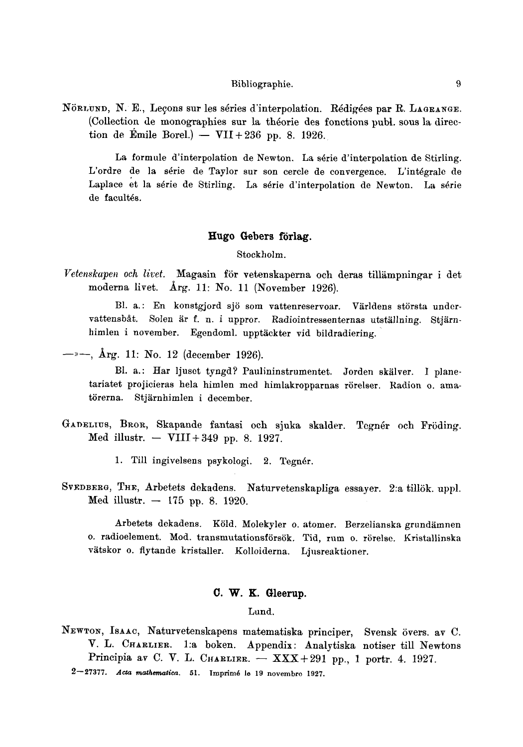NÖRLUND, N. E., Leçons sur les séries d'interpolation. Rédigées par R. LAGRANGE. (Collection de monographies sur la théorie des fonctions publ. sous la direction de Émile Borel.) — VII + 236 pp. 8. 1926.

> La formule d'interpolation de Newton. La série d'interpolation de Stirling. L'ordre de la série de Taylor sur son cercle de convergence. L'intégrale de Laplace et la série de Stirling. La série d'interpolation de Newton. La série de facultés.

### Hugo Gebers förlag.

Stockholm.

*Vetenskapen och livet.* Magasin för vetenskaperna och deras tillämpningar i det moderna livet. Årg. 11: No. 11 (November 1926).

> Bl. a.: En konstgjord sjö som vattenreservoar. Världens största undervattensbåt. Solen är f. n. i uppror. Radiointressenternas utställning. Stjärnhimlen i november. Egendoml. upptäckter vid bildradiering.

—»—, Årg. 11: No. 12 (december 1926).

> Bl. a.: Har ljuset tyngd? Paulininstrumentet. Jorden skälver. I planetariatet projicieras hela himlen med himlakropparnas rörelser. Radion o. amatörerna. Stjärnhimlen i december.

GADELIUS, BROR, Skapande fantasi och sjuka skalder. Tegnér och Fröding. Med illustr. — VIII + 349 pp. 8. 1927.

> 1. Till ingivelsens psykologi. 2. Tegnér.

SVEDBERG, THE, Arbetets dekadens. Naturvetenskapliga essayer. 2:a tillök. uppl. Med illustr. — 175 pp. 8. 1920.

> Arbetets dekadens. Köld. Molekyler o. atomer. Berzelianska grundämnen o. radioelement. Mod. transmutationsförsök. Tid, rum o. rörelse. Kristallinska vätskor o. flytande kristaller. Kolloiderna. Ljusreaktioner.

### C. W. K. Gleerup.

Lund.

NEWTON, ISAAC, Naturvetenskapens matematiska principer, Svensk övers. av C. V. L. CHARLIER. 1:a boken. Appendix: Analytiska notiser till Newtons Principia av C. V. L. CHARLIER. — XXX + 291 pp., 1 portr. 4. 1927.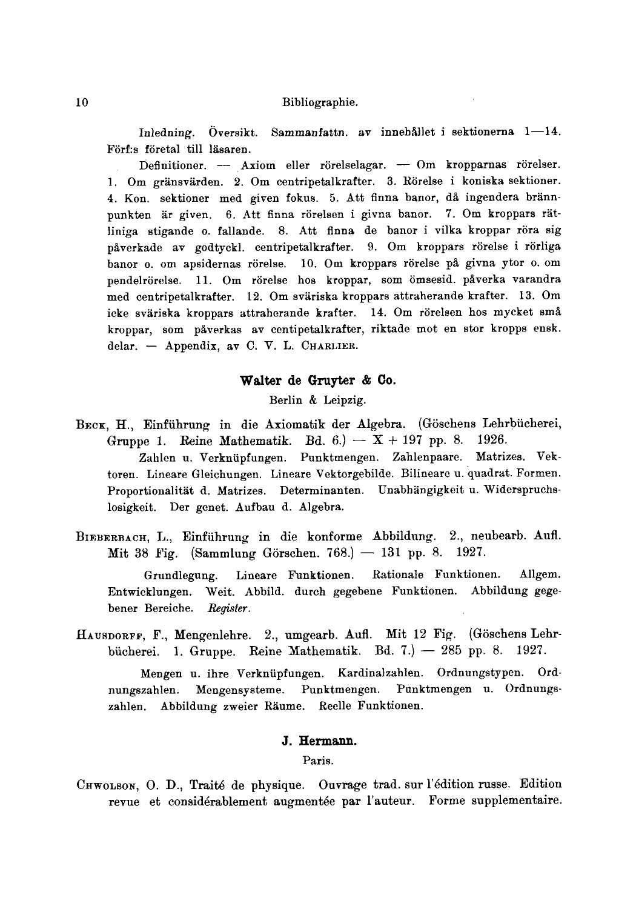Inledning. Översikt. Sammanfattn. av innehållet i sektionerna 1—14. Förf:s företal till läsaren.

Definitioner. — Axiom eller rörelselagar. — Om kropparnas rörelser. 1. Om gränsvärden. 2. Om centripetalkrafter. 3. Rörelse i koniska sektioner. 4. Kon. sektioner med given fokus. 5. Att finna banor, då ingendera brännpunkten är given. 6. Att finna rörelsen i givna banor. 7. Om kroppars rätliniga stigande o. fallande. 8. Att finna de banor i vilka kroppar röra sig påverkade av godtyckl. centripetalkrafter. 9. Om kroppars rörelse i rörliga banor o. om apsidernas rörelse. 10. Om kroppars rörelse på givna ytor o. om pendelrörelse. 11. Om rörelse hos kroppar, som ömsesid. påverka varandra med centripetalkrafter. 12. Om sväriska kroppars attraherande krafter. 13. Om icke sväriska kroppars attraherande krafter. 14. Om rörelsen hos mycket små kroppar, som påverkas av centipetalkrafter, riktade mot en stor kropps ensk. delar. — Appendix, av C. V. L. CHARLIER.

## Walter de Gruyter & Co.

Berlin & Leipzig.

BECK, H., Einführung in die Axiomatik der Algebra. (Göschens Lehrbücherei, Gruppe 1. Reine Mathematik. Bd. 6.) — X + 197 pp. 8. 1926.

Zahlen u. Verknüpfungen. Punktmengen. Zahlenpaare. Matrizes. Vektoren. Lineare Gleichungen. Lineare Vektorgebilde. Bilineare u. quadrat. Formen. Proportionalität d. Matrizes. Determinanten. Unabhängigkeit u. Widerspruchslosigkeit. Der genet. Aufbau d. Algebra.

BIEBERBACH, L., Einführung in die konforme Abbildung. 2., neubearb. Aufl. Mit 38 Fig. (Sammlung Görschen. 768.) — 131 pp. 8. 1927.

Grundlegung. Lineare Funktionen. Rationale Funktionen. Allgem. Entwicklungen. Weit. Abbild. durch gegebene Funktionen. Abbildung gegebener Bereiche. *Register.*

HAUSDORFF, F., Mengenlehre. 2., umgearb. Aufl. Mit 12 Fig. (Göschens Lehrbücherei. 1. Gruppe. Reine Mathematik. Bd. 7.) — 285 pp. 8. 1927.

Mengen u. ihre Verknüpfungen. Kardinalzahlen. Ordnungstypen. Ordnungszahlen. Mengensysteme. Punktmengen. Punktmengen u. Ordnungszahlen. Abbildung zweier Räume. Reelle Funktionen.

## J. Hermann.

Paris.

CHWOLSON, O. D., Traité de physique. Ouvrage trad. sur l'édition russe. Edition revue et considérablement augmentée par l'auteur. Forme supplementaire.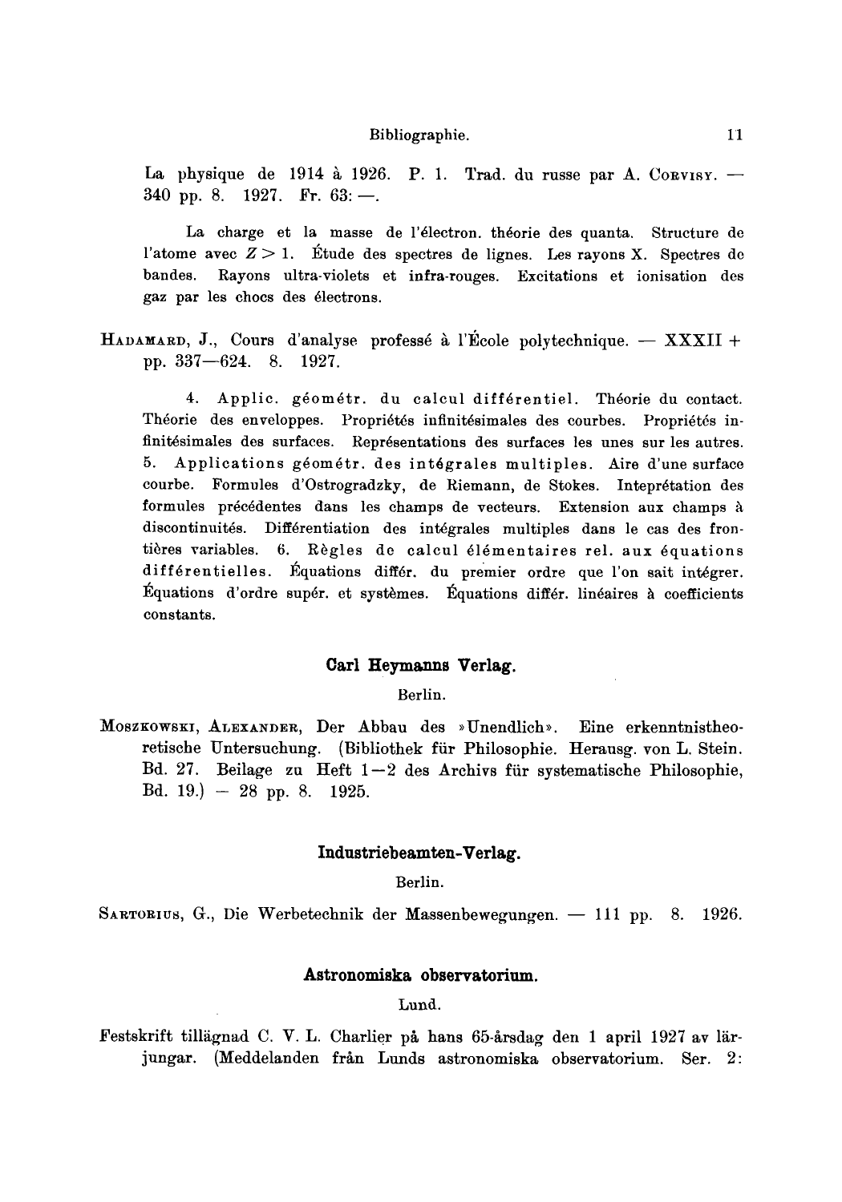La physique de 1914 à 1926. P. 1. Trad. du russe par A. Corvisy. — 340 pp. 8. 1927. Fr. 63: —.

La charge et la masse de l'électron. théorie des quanta. Structure de l'atome avec $Z > 1$. Étude des spectres de lignes. Les rayons X. Spectres de bandes. Rayons ultra-violets et infra-rouges. Excitations et ionisation des gaz par les chocs des électrons.

Hadamard, J., Cours d'analyse professé à l'École polytechnique. — XXXII + pp. 337—624. 8. 1927.

4. Applic. géométr. du calcul différentiel. Théorie du contact. Théorie des enveloppes. Propriétés infinitésimales des courbes. Propriétés infinitésimales des surfaces. Représentations des surfaces les unes sur les autres. 5. Applications géométr. des intégrales multiples. Aire d'une surface courbe. Formules d'Ostrogradzky, de Riemann, de Stokes. Inteprétation des formules précédentes dans les champs de vecteurs. Extension aux champs à discontinuités. Différentiation des intégrales multiples dans le cas des frontières variables. 6. Règles de calcul élémentaires rel. aux équations différentielles. Équations différ. du premier ordre que l'on sait intégrer. Équations d'ordre supér. et systèmes. Équations différ. linéaires à coefficients constants.

### Carl Heymanns Verlag.

Berlin.

Moszkowski, Alexander, Der Abbau des »Unendlich». Eine erkenntnistheoretische Untersuchung. (Bibliothek für Philosophie. Herausg. von L. Stein. Bd. 27. Beilage zu Heft 1—2 des Archivs für systematische Philosophie, Bd. 19.) — 28 pp. 8. 1925.

### Industriebeamten-Verlag.

Berlin.

Sartorius, G., Die Werbetechnik der Massenbewegungen. — 111 pp. 8. 1926.

### Astronomiska observatorium.

Lund.

Festskrift tillägnad C. V. L. Charlier på hans 65-årsdag den 1 april 1927 av lärjungar. (Meddelanden från Lunds astronomiska observatorium. Ser. 2: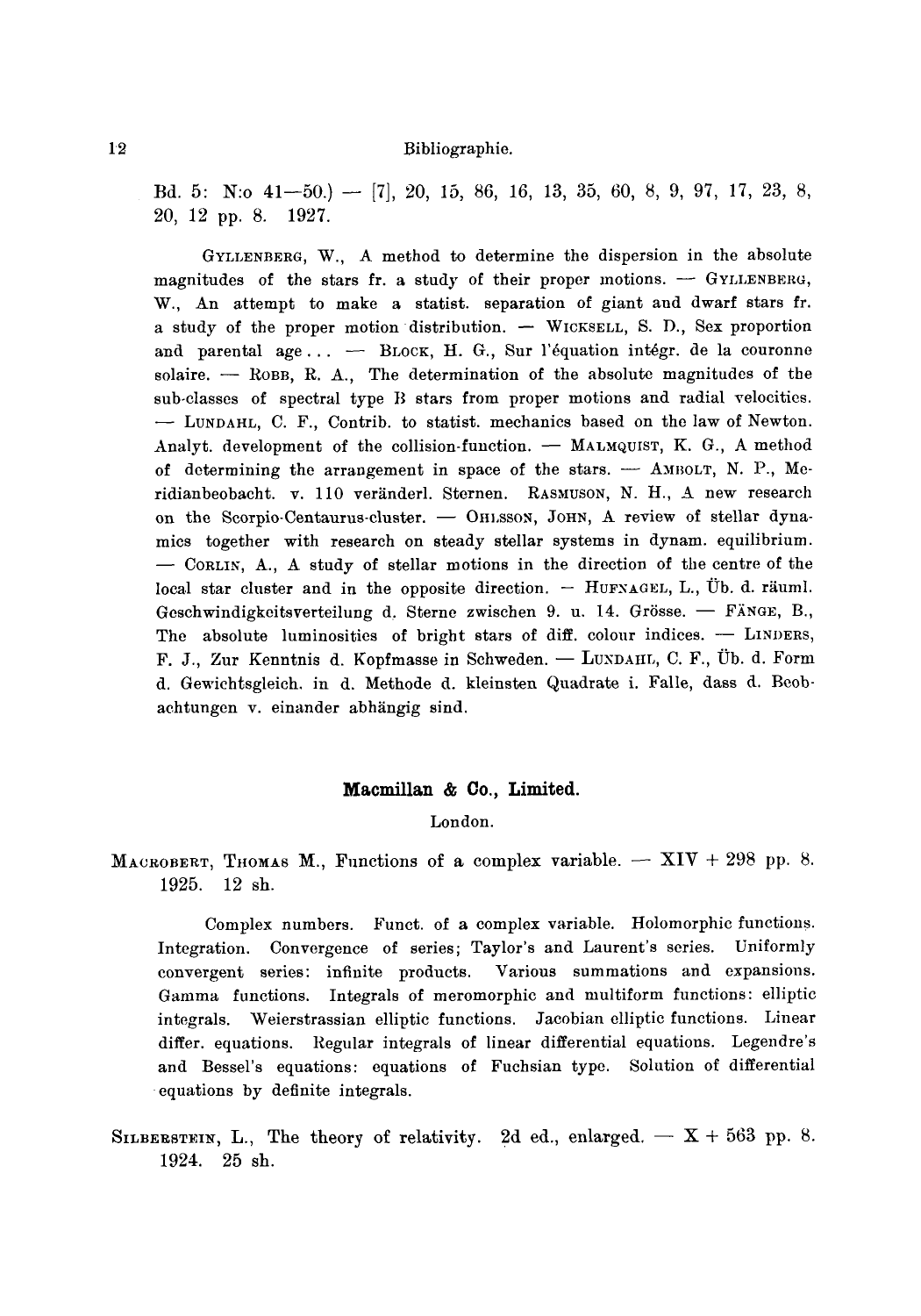Bd. 5: N:o 41—50.) — [7], 20, 15, 86, 16, 13, 35, 60, 8, 9, 97, 17, 23, 8, 20, 12 pp. 8. 1927.

GYLLENBERG, W., A method to determine the dispersion in the absolute magnitudes of the stars fr. a study of their proper motions. — GYLLENBERG, W., An attempt to make a statist. separation of giant and dwarf stars fr. a study of the proper motion distribution. — WICKSELL, S. D., Sex proportion and parental age ... — BLOCK, H. G., Sur l'équation intégr. de la couronne solaire. — ROBB, R. A., The determination of the absolute magnitudes of the sub-classes of spectral type B stars from proper motions and radial velocities. — LUNDAHL, C. F., Contrib. to statist. mechanics based on the law of Newton. Analyt. development of the collision-function. — MALMQUIST, K. G., A method of determining the arrangement in space of the stars. — AMBOLT, N. P., Meridianbeobacht. v. 110 veränderl. Sternen. RASMUSON, N. H., A new research on the Scorpio-Centaurus-cluster. — OHLSSON, JOHN, A review of stellar dynamics together with research on steady stellar systems in dynam. equilibrium. — CORLIN, A., A study of stellar motions in the direction of the centre of the local star cluster and in the opposite direction. — HUFNAGEL, L., Üb. d. räuml. Geschwindigkeitsverteilung d. Sterne zwischen 9. u. 14. Grösse. — FÄNGE, B., The absolute luminosities of bright stars of diff. colour indices. — LINDERS, F. J., Zur Kenntnis d. Kopfmasse in Schweden. — LUNDAHL, C. F., Üb. d. Form d. Gewichtsgleich. in d. Methode d. kleinsten Quadrate i. Falle, dass d. Beobachtungen v. einander abhängig sind.

### Macmillan & Co., Limited.

London.

MACROBERT, THOMAS M., Functions of a complex variable. — XIV + 298 pp. 8. 1925. 12 sh.

Complex numbers. Funct. of a complex variable. Holomorphic functions. Integration. Convergence of series; Taylor's and Laurent's series. Uniformly convergent series: infinite products. Various summations and expansions. Gamma functions. Integrals of meromorphic and multiform functions: elliptic integrals. Weierstrassian elliptic functions. Jacobian elliptic functions. Linear differ. equations. Regular integrals of linear differential equations. Legendre's and Bessel's equations: equations of Fuchsian type. Solution of differential equations by definite integrals.

SILBERSTEIN, L., The theory of relativity. 2d ed., enlarged. — X + 563 pp. 8. 1924. 25 sh.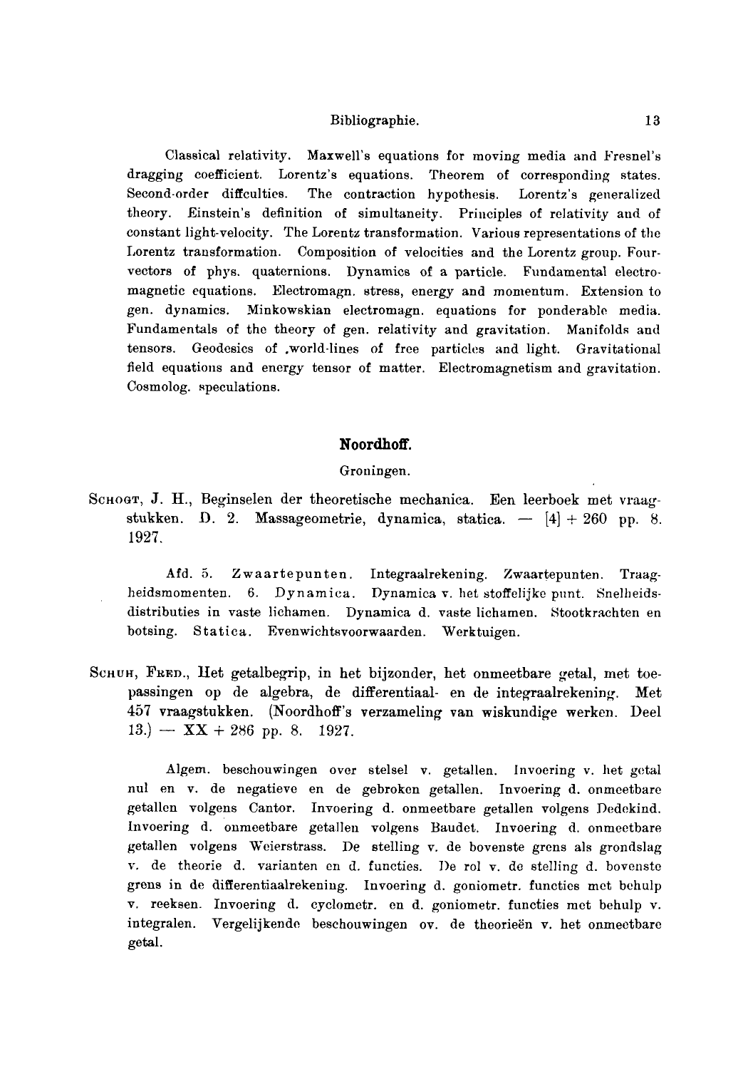Classical relativity. Maxwell's equations for moving media and Fresnel's dragging coefficient. Lorentz's equations. Theorem of corresponding states. Second-order difficulties. The contraction hypothesis. Lorentz's generalized theory. Einstein's definition of simultaneity. Principles of relativity and of constant light-velocity. The Lorentz transformation. Various representations of the Lorentz transformation. Composition of velocities and the Lorentz group. Four-vectors of phys. quaternions. Dynamics of a particle. Fundamental electromagnetic equations. Electromagn. stress, energy and momentum. Extension to gen. dynamics. Minkowskian electromagn. equations for ponderable media. Fundamentals of the theory of gen. relativity and gravitation. Manifolds and tensors. Geodesics of world-lines of free particles and light. Gravitational field equations and energy tensor of matter. Electromagnetism and gravitation. Cosmolog. speculations.

## Noordhoff.

Groningen.

SCHOGT, J. H., Beginselen der theoretische mechanica. Een leerboek met vraagstukken. D. 2. Massageometrie, dynamica, statica. — [4] + 260 pp. 8. 1927.

Afd. 5. Zwaartepunten. Integraalrekening. Zwaartepunten. Traagheidsmomenten. 6. Dynamica. Dynamica v. het stoffelijke punt. Snelheidsdistributies in vaste lichamen. Dynamica d. vaste lichamen. Stootkrachten en botsing. Statica. Evenwichtsvoorwaarden. Werktuigen.

SCHUH, FRED., Het getalbegrip, in het bijzonder, het onmeetbare getal, met toepassingen op de algebra, de differentiaal- en de integraalrekening. Met 457 vraagstukken. (Noordhoff's verzameling van wiskundige werken. Deel 13.) — XX + 286 pp. 8. 1927.

Algem. beschouwingen over stelsel v. getallen. Invoering v. het getal nul en v. de negatieve en de gebroken getallen. Invoering d. onmeetbare getallen volgens Cantor. Invoering d. onmeetbare getallen volgens Dedekind. Invoering d. onmeetbare getallen volgens Baudet. Invoering d. onmeetbare getallen volgens Weierstrass. De stelling v. de bovenste grens als grondslag v. de theorie d. varianten en d. functies. De rol v. de stelling d. bovenste grens in de differentiaalrekening. Invoering d. goniometr. functies met behulp v. reeksen. Invoering d. cyclometr. en d. goniometr. functies met behulp v. integralen. Vergelijkende beschouwingen ov. de theorieën v. het onmeetbare getal.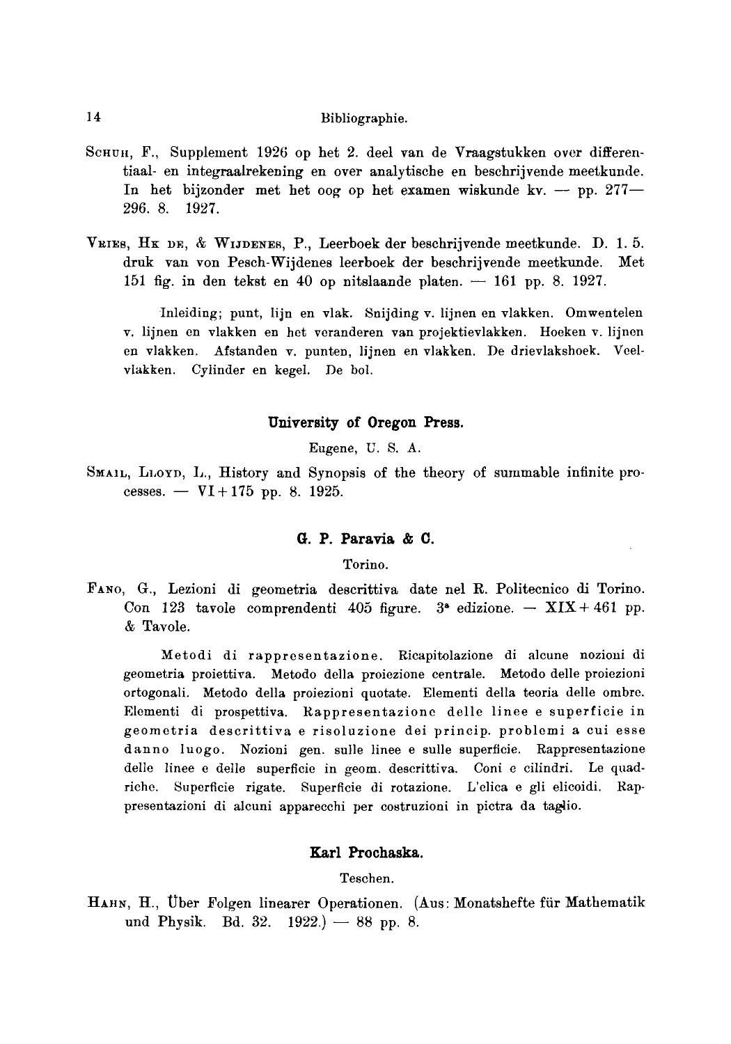SCHUH, F., Supplement 1926 op het 2. deel van de Vraagstukken over differentiaal- en integraalrekening en over analytische en beschrijvende meetkunde. In het bijzonder met het oog op het examen wiskunde kv. — pp. 277—296. 8. 1927.

VRIES, HK DE, & WIJDENES, P., Leerboek der beschrijvende meetkunde. D. 1. 5. druk van von Pesch-Wijdenes leerboek der beschrijvende meetkunde. Met 151 fig. in den tekst en 40 op nitslaande platen. — 161 pp. 8. 1927.

> Inleiding; punt, lijn en vlak. Snijding v. lijnen en vlakken. Omwentelen v. lijnen en vlakken en het veranderen van projektievlakken. Hoeken v. lijnen en vlakken. Afstanden v. punten, lijnen en vlakken. De drievlakshoek. Veelvlakken. Cylinder en kegel. De bol.

### University of Oregon Press.

Eugene, U. S. A.

SMAIL, LLOYD, L., History and Synopsis of the theory of summable infinite processes. — VI + 175 pp. 8. 1925.

### G. P. Paravia & C.

Torino.

FANO, G., Lezioni di geometria descrittiva date nel R. Politecnico di Torino. Con 123 tavole comprendenti 405 figure. 3ª edizione. — XIX + 461 pp. & Tavole.

> Metodi di rappresentazione. Ricapitolazione di alcune nozioni di geometria proiettiva. Metodo della proiezione centrale. Metodo delle proiezioni ortogonali. Metodo della proiezioni quotate. Elementi della teoria delle ombre. Elementi di prospettiva. Rappresentazione delle linee e superficie in geometria descrittiva e risoluzione dei princip. problemi a cui esse danno luogo. Nozioni gen. sulle linee e sulle superficie. Rappresentazione delle linee e delle superficie in geom. descrittiva. Coni e cilindri. Le quadriche. Superficie rigate. Superficie di rotazione. L'elica e gli elicoidi. Rappresentazioni di alcuni apparecchi per costruzioni in pietra da taglio.

### Karl Prochaska.

Teschen.

HAHN, H., Über Folgen linearer Operationen. (Aus: Monatshefte für Mathematik und Physik. Bd. 32. 1922.) — 88 pp. 8.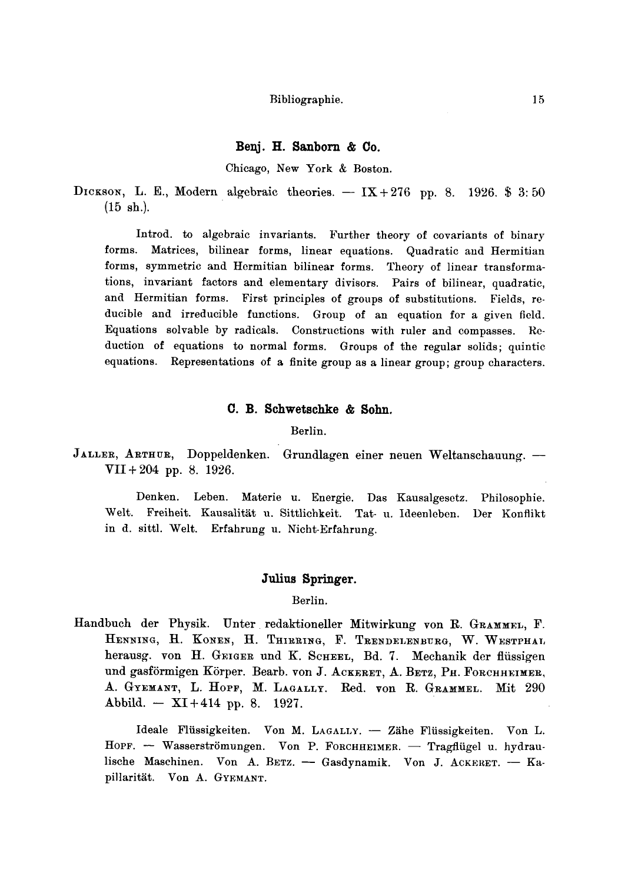### Benj. H. Sanborn & Co.

Chicago, New York & Boston.

DICKSON, L. E., Modern algebraic theories. — IX + 276 pp. 8. 1926. $ 3: 50 (15 sh.).

Introd. to algebraic invariants. Further theory of covariants of binary forms. Matrices, bilinear forms, linear equations. Quadratic and Hermitian forms, symmetric and Hermitian bilinear forms. Theory of linear transformations, invariant factors and elementary divisors. Pairs of bilinear, quadratic, and Hermitian forms. First principles of groups of substitutions. Fields, reducible and irreducible functions. Group of an equation for a given field. Equations solvable by radicals. Constructions with ruler and compasses. Reduction of equations to normal forms. Groups of the regular solids; quintic equations. Representations of a finite group as a linear group; group characters.

### C. B. Schwetschke & Sohn.

Berlin.

JALLER, ARTHUR, Doppeldenken. Grundlagen einer neuen Weltanschauung. — VII + 204 pp. 8. 1926.

Denken. Leben. Materie u. Energie. Das Kausalgesetz. Philosophie. Welt. Freiheit. Kausalität u. Sittlichkeit. Tat- u. Ideenleben. Der Konflikt in d. sittl. Welt. Erfahrung u. Nicht-Erfahrung.

### Julius Springer.

Berlin.

Handbuch der Physik. Unter redaktioneller Mitwirkung von R. GRAMMEL, F. HENNING, H. KONEN, H. THIRRING, F. TRENDELENBURG, W. WESTPHAL herausg. von H. GEIGER und K. SCHEEL, Bd. 7. Mechanik der flüssigen und gasförmigen Körper. Bearb. von J. ACKERET, A. BETZ, PH. FORCHHEIMER, A. GYEMANT, L. HOPF, M. LAGALLY. Red. von R. GRAMMEL. Mit 290 Abbild. — XI + 414 pp. 8. 1927.

Ideale Flüssigkeiten. Von M. LAGALLY. — Zähe Flüssigkeiten. Von L. HOPF. — Wasserströmungen. Von P. FORCHHEIMER. — Tragflügel u. hydraulische Maschinen. Von A. BETZ. — Gasdynamik. Von J. ACKERET. — Kapillarität. Von A. GYEMANT.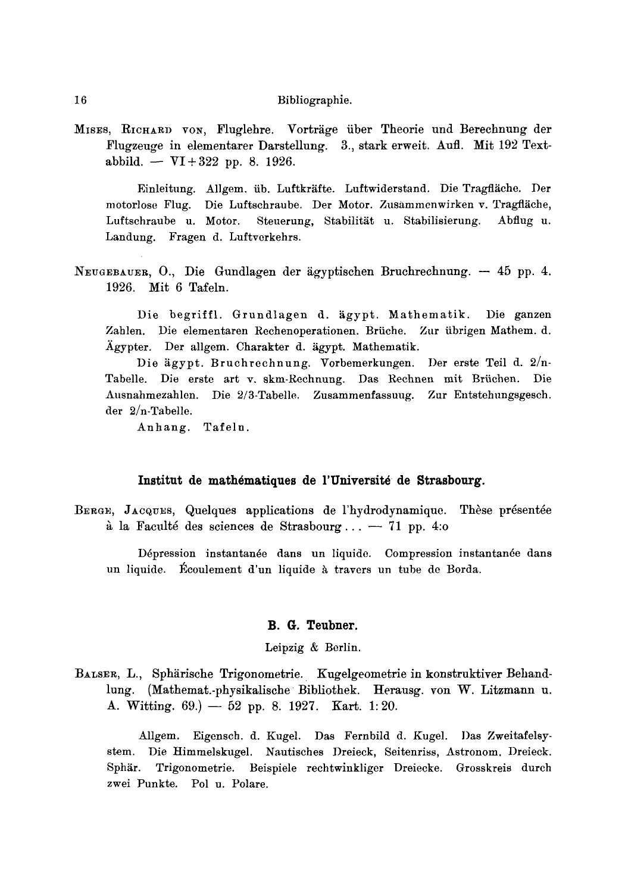MISES, RICHARD VON, Fluglehre. Vorträge über Theorie und Berechnung der Flugzeuge in elementarer Darstellung. 3., stark erweit. Aufl. Mit 192 Textabbild. — VI + 322 pp. 8. 1926.

> Einleitung. Allgem. üb. Luftkräfte. Luftwiderstand. Die Tragfläche. Der motorlose Flug. Die Luftschraube. Der Motor. Zusammenwirken v. Tragfläche, Luftschraube u. Motor. Steuerung, Stabilität u. Stabilisierung. Abflug u. Landung. Fragen d. Luftverkehrs.

NEUGEBAUER, O., Die Gundlagen der ägyptischen Bruchrechnung. — 45 pp. 4. 1926. Mit 6 Tafeln.

> Die begriffl. Grundlagen d. ägypt. Mathematik. Die ganzen Zahlen. Die elementaren Rechenoperationen. Brüche. Zur übrigen Mathem. d. Ägypter. Der allgem. Charakter d. ägypt. Mathematik.
>
> Die ägypt. Bruchrechnung. Vorbemerkungen. Der erste Teil d. 2/n-Tabelle. Die erste art v. skm-Rechnung. Das Rechnen mit Brüchen. Die Ausnahmezahlen. Die 2/3-Tabelle. Zusammenfassuug. Zur Entstehungsgesch. der 2/n-Tabelle.
>
> Anhang. Tafeln.

### Institut de mathématiques de l'Université de Strasbourg.

BERGE, JACQUES, Quelques applications de l'hydrodynamique. Thèse présentée à la Faculté des sciences de Strasbourg... — 71 pp. 4:o

> Dépression instantanée dans un liquide. Compression instantanée dans un liquide. Écoulement d'un liquide à travers un tube de Borda.

### B. G. Teubner.

Leipzig & Berlin.

BALSER, L., Sphärische Trigonometrie. Kugelgeometrie in konstruktiver Behandlung. (Mathemat.-physikalische Bibliothek. Herausg. von W. Litzmann u. A. Witting. 69.) — 52 pp. 8. 1927. Kart. 1:20.

> Allgem. Eigensch. d. Kugel. Das Fernbild d. Kugel. Das Zweitafelsystem. Die Himmelskugel. Nautisches Dreieck, Seitenriss, Astronom. Dreieck. Sphär. Trigonometrie. Beispiele rechtwinkliger Dreiecke. Grosskreis durch zwei Punkte. Pol u. Polare.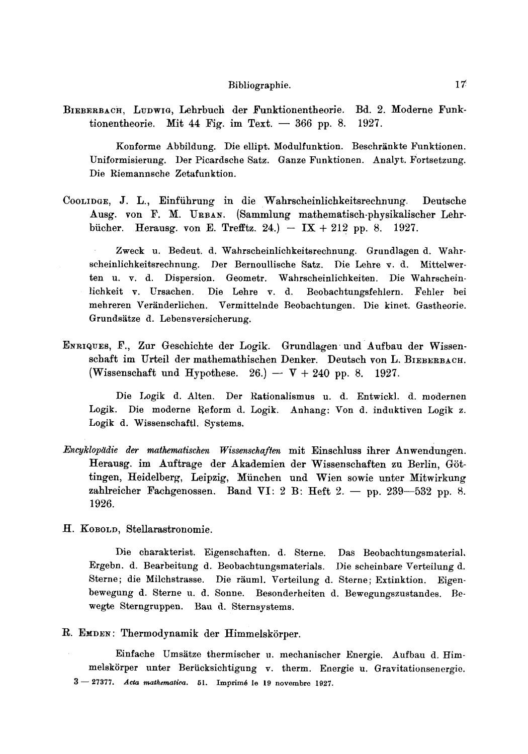BIEBERBACH, LUDWIG, Lehrbuch der Funktionentheorie. Bd. 2. Moderne Funktionentheorie. Mit 44 Fig. im Text. — 366 pp. 8. 1927.

Konforme Abbildung. Die ellipt. Modulfunktion. Beschränkte Funktionen. Uniformisierung. Der Picardsche Satz. Ganze Funktionen. Analyt. Fortsetzung. Die Riemannsche Zetafunktion.

COOLIDGE, J. L., Einführung in die Wahrscheinlichkeitsrechnung. Deutsche Ausg. von F. M. URBAN. (Sammlung mathematisch-physikalischer Lehrbücher. Herausg. von E. Trefftz. 24.) — IX + 212 pp. 8. 1927.

Zweck u. Bedeut. d. Wahrscheinlichkeitsrechnung. Grundlagen d. Wahrscheinlichkeitsrechnung. Der Bernoullische Satz. Die Lehre v. d. Mittelwerten u. v. d. Dispersion. Geometr. Wahrscheinlichkeiten. Die Wahrscheinlichkeit v. Ursachen. Die Lehre v. d. Beobachtungsfehlern. Fehler bei mehreren Veränderlichen. Vermittelnde Beobachtungen. Die kinet. Gastheorie. Grundsätze d. Lebensversicherung.

ENRIQUES, F., Zur Geschichte der Logik. Grundlagen und Aufbau der Wissenschaft im Urteil der mathemathischen Denker. Deutsch von L. BIEBERBACH. (Wissenschaft und Hypothese. 26.) — V + 240 pp. 8. 1927.

Die Logik d. Alten. Der Rationalismus u. d. Entwickl. d. modernen Logik. Die moderne Reform d. Logik. Anhang: Von d. induktiven Logik z. Logik d. Wissenschaftl. Systems.

*Encyklopädie der mathematischen Wissenschaften* mit Einschluss ihrer Anwendungen. Herausg. im Auftrage der Akademien der Wissenschaften zu Berlin, Göttingen, Heidelberg, Leipzig, München und Wien sowie unter Mitwirkung zahlreicher Fachgenossen. Band VI: 2 B: Heft 2. — pp. 239—532 pp. 8. 1926.

H. KOBOLD, Stellarastronomie.

Die charakterist. Eigenschaften. d. Sterne. Das Beobachtungsmaterial. Ergebn. d. Bearbeitung d. Beobachtungsmaterials. Die scheinbare Verteilung d. Sterne; die Milchstrasse. Die räuml. Verteilung d. Sterne; Extinktion. Eigenbewegung d. Sterne u. d. Sonne. Besonderheiten d. Bewegungszustandes. Bewegte Sterngruppen. Bau d. Sternsystems.

R. EMDEN: Thermodynamik der Himmelskörper.

Einfache Umsätze thermischer u. mechanischer Energie. Aufbau d. Himmelskörper unter Berücksichtigung v. therm. Energie u. Gravitationsenergie.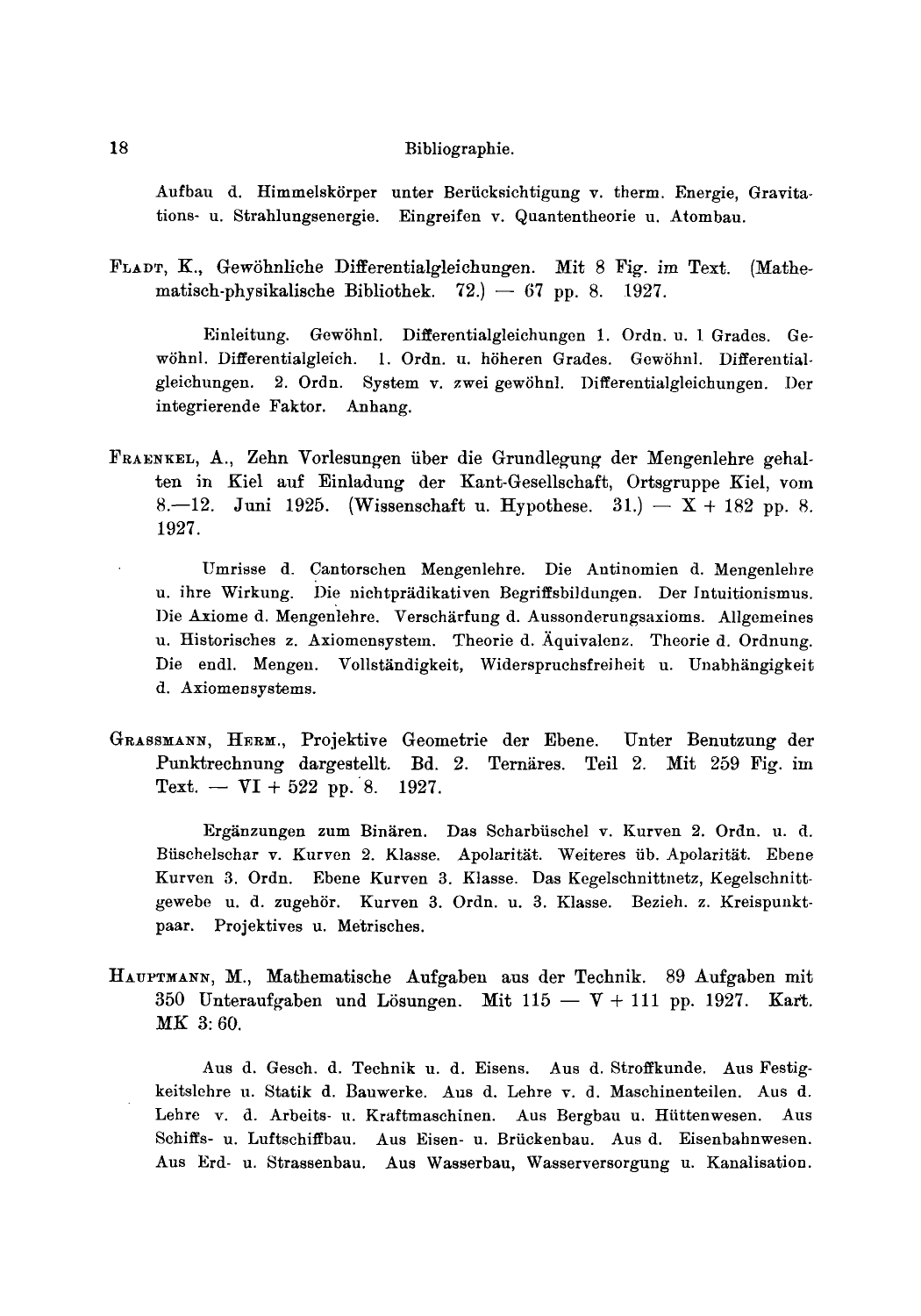Aufbau d. Himmelskörper unter Berücksichtigung v. therm. Energie, Gravitations- u. Strahlungsenergie. Eingreifen v. Quantentheorie u. Atombau.

FLADT, K., Gewöhnliche Differentialgleichungen. Mit 8 Fig. im Text. (Mathematisch-physikalische Bibliothek. 72.) — 67 pp. 8. 1927.

Einleitung. Gewöhnl. Differentialgleichungen 1. Ordn. u. 1 Grades. Gewöhnl. Differentialgleich. 1. Ordn. u. höheren Grades. Gewöhnl. Differentialgleichungen. 2. Ordn. System v. zwei gewöhnl. Differentialgleichungen. Der integrierende Faktor. Anhang.

FRAENKEL, A., Zehn Vorlesungen über die Grundlegung der Mengenlehre gehalten in Kiel auf Einladung der Kant-Gesellschaft, Ortsgruppe Kiel, vom 8.—12. Juni 1925. (Wissenschaft u. Hypothese. 31.) — X + 182 pp. 8. 1927.

Umrisse d. Cantorschen Mengenlehre. Die Antinomien d. Mengenlehre u. ihre Wirkung. Die nichtprädikativen Begriffsbildungen. Der Intuitionismus. Die Axiome d. Mengenlehre. Verschärfung d. Aussonderungsaxioms. Allgemeines u. Historisches z. Axiomensystem. Theorie d. Äquivalenz. Theorie d. Ordnung. Die endl. Mengen. Vollständigkeit, Widerspruchsfreiheit u. Unabhängigkeit d. Axiomensystems.

GRASSMANN, HERM., Projektive Geometrie der Ebene. Unter Benutzung der Punktrechnung dargestellt. Bd. 2. Ternäres. Teil 2. Mit 259 Fig. im Text. — VI + 522 pp. 8. 1927.

Ergänzungen zum Binären. Das Scharbüschel v. Kurven 2. Ordn. u. d. Büschelschar v. Kurven 2. Klasse. Apolarität. Weiteres üb. Apolarität. Ebene Kurven 3. Ordn. Ebene Kurven 3. Klasse. Das Kegelschnittnetz, Kegelschnittgewebe u. d. zugehör. Kurven 3. Ordn. u. 3. Klasse. Bezieh. z. Kreispunktpaar. Projektives u. Metrisches.

HAUPTMANN, M., Mathematische Aufgaben aus der Technik. 89 Aufgaben mit 350 Unteraufgaben und Lösungen. Mit 115 — V + 111 pp. 1927. Kart. MK 3: 60.

Aus d. Gesch. d. Technik u. d. Eisens. Aus d. Stoffkunde. Aus Festigkeitslehre u. Statik d. Bauwerke. Aus d. Lehre v. d. Maschinenteilen. Aus d. Lehre v. d. Arbeits- u. Kraftmaschinen. Aus Bergbau u. Hüttenwesen. Aus Schiffs- u. Luftschiffbau. Aus Eisen- u. Brückenbau. Aus d. Eisenbahnwesen. Aus Erd- u. Strassenbau. Aus Wasserbau, Wasserversorgung u. Kanalisation.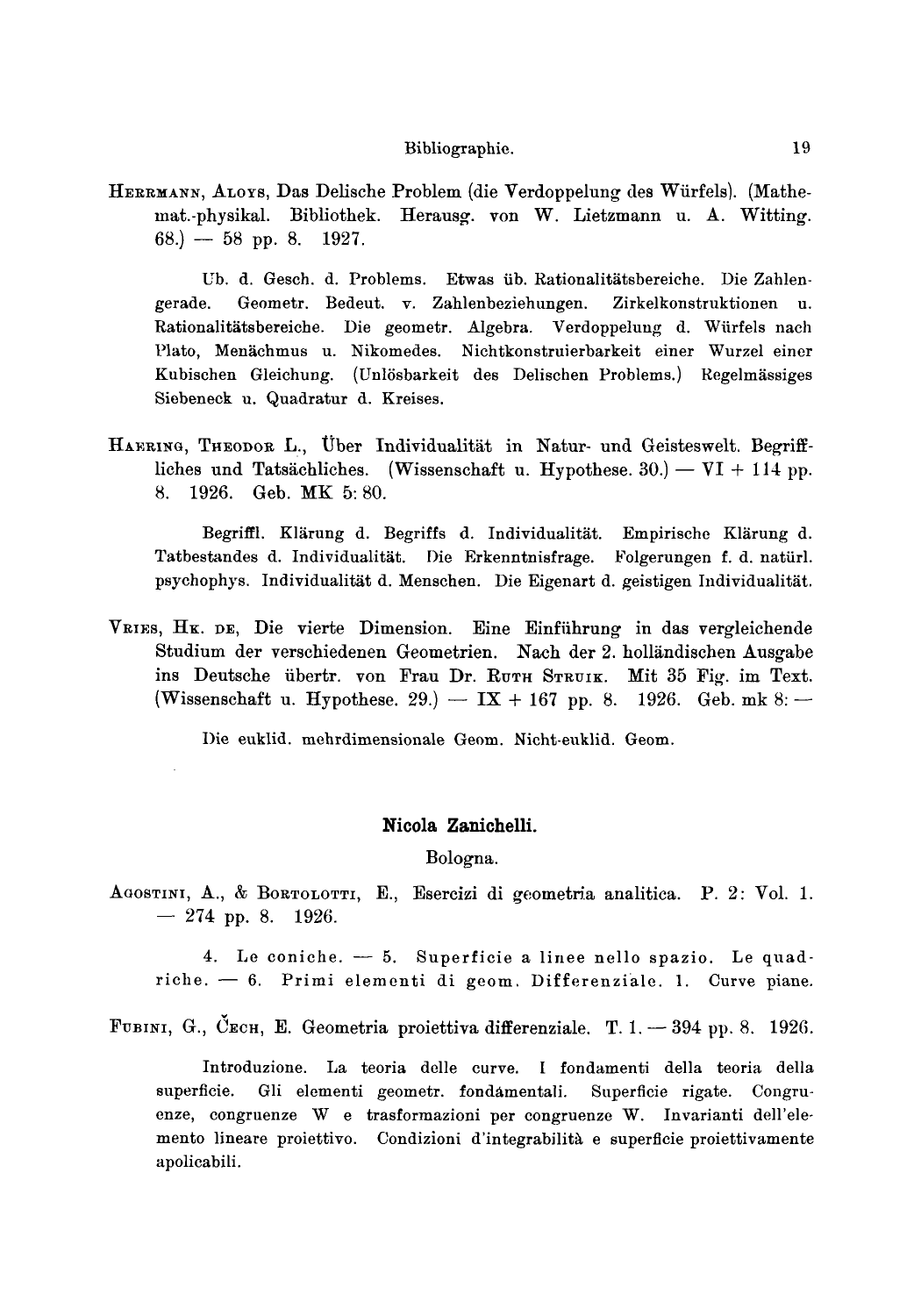HERRMANN, ALOYS, Das Delische Problem (die Verdoppelung des Würfels). (Mathemat.-physikal. Bibliothek. Herausg. von W. Lietzmann u. A. Witting. 68.) — 58 pp. 8. 1927.

Ub. d. Gesch. d. Problems. Etwas üb. Rationalitätsbereiche. Die Zahlengerade. Geometr. Bedeut. v. Zahlenbeziehungen. Zirkelkonstruktionen u. Rationalitätsbereiche. Die geometr. Algebra. Verdoppelung d. Würfels nach Plato, Menächmus u. Nikomedes. Nichtkonstruierbarkeit einer Wurzel einer Kubischen Gleichung. (Unlösbarkeit des Delischen Problems.) Regelmässiges Siebeneck u. Quadratur d. Kreises.

HAERING, THEODOR L., Über Individualität in Natur- und Geisteswelt. Begriffliches und Tatsächliches. (Wissenschaft u. Hypothese. 30.) — VI + 114 pp. 8. 1926. Geb. MK 5: 80.

Begriffl. Klärung d. Begriffs d. Individualität. Empirische Klärung d. Tatbestandes d. Individualität. Die Erkenntnisfrage. Folgerungen f. d. natürl. psychophys. Individualität d. Menschen. Die Eigenart d. geistigen Individualität.

VRIES, HK. DE, Die vierte Dimension. Eine Einführung in das vergleichende Studium der verschiedenen Geometrien. Nach der 2. holländischen Ausgabe ins Deutsche übertr. von Frau Dr. RUTH STRUIK. Mit 35 Fig. im Text. (Wissenschaft u. Hypothese. 29.) — IX + 167 pp. 8. 1926. Geb. mk 8: —

Die euklid. mehrdimensionale Geom. Nicht-euklid. Geom.

## Nicola Zanichelli.

Bologna.

AGOSTINI, A., & BORTOLOTTI, E., Esercizi di geometria analitica. P. 2: Vol. 1. — 274 pp. 8. 1926.

4. Le coniche. — 5. Superficie a linee nello spazio. Le quadriche. — 6. Primi elementi di geom. Differenziale. 1. Curve piane.

FUBINI, G., ČECH, E. Geometria proiettiva differenziale. T. 1. — 394 pp. 8. 1926.

Introduzione. La teoria delle curve. I fondamenti della teoria della superficie. Gli elementi geometr. fondamentali. Superficie rigate. Congruenze, congruenze W e trasformazioni per congruenze W. Invarianti dell'elemento lineare proiettivo. Condizioni d'integrabilità e superficie proiettivamente apolicabili.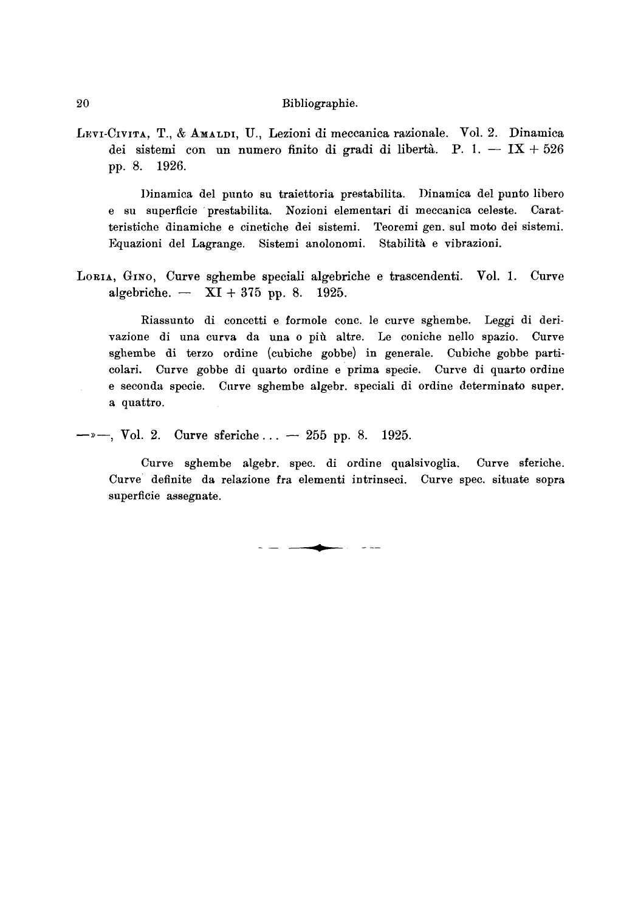LEVI-CIVITA, T., & AMALDI, U., Lezioni di meccanica razionale. Vol. 2. Dinamica dei sistemi con un numero finito di gradi di libertà. P. 1. — IX + 526 pp. 8. 1926.

Dinamica del punto su traiettoria prestabilita. Dinamica del punto libero e su superficie prestabilita. Nozioni elementari di meccanica celeste. Caratteristiche dinamiche e cinetiche dei sistemi. Teoremi gen. sul moto dei sistemi. Equazioni del Lagrange. Sistemi anolonomi. Stabilità e vibrazioni.

LORIA, GINO, Curve sghembe speciali algebriche e trascendenti. Vol. 1. Curve algebriche. — XI + 375 pp. 8. 1925.

Riassunto di concetti e formole conc. le curve sghembe. Leggi di derivazione di una curva da una o più altre. Le coniche nello spazio. Curve sghembe di terzo ordine (cubiche gobbe) in generale. Cubiche gobbe particolari. Curve gobbe di quarto ordine e prima specie. Curve di quarto ordine e seconda specie. Curve sghembe algebr. speciali di ordine determinato super. a quattro.

—»—, Vol. 2. Curve sferiche ... — 255 pp. 8. 1925.

Curve sghembe algebr. spec. di ordine qualsivoglia. Curve sferiche. Curve definite da relazione fra elementi intrinseci. Curve spec. situate sopra superficie assegnate.